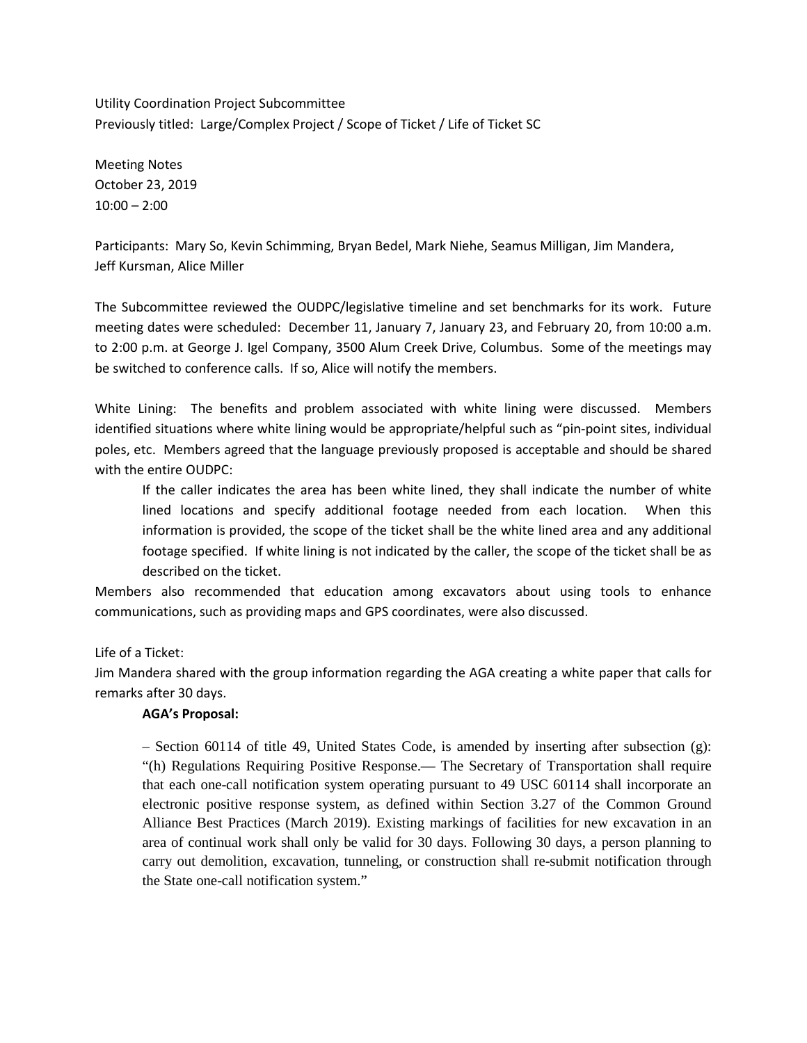Utility Coordination Project Subcommittee
Previously titled: Large/Complex Project / Scope of Ticket / Life of Ticket SC

Meeting Notes
October 23, 2019
10:00 – 2:00

Participants: Mary So, Kevin Schimming, Bryan Bedel, Mark Niehe, Seamus Milligan, Jim Mandera, Jeff Kursman, Alice Miller

The Subcommittee reviewed the OUDPC/legislative timeline and set benchmarks for its work. Future meeting dates were scheduled: December 11, January 7, January 23, and February 20, from 10:00 a.m. to 2:00 p.m. at George J. Igel Company, 3500 Alum Creek Drive, Columbus. Some of the meetings may be switched to conference calls. If so, Alice will notify the members.

White Lining: The benefits and problem associated with white lining were discussed. Members identified situations where white lining would be appropriate/helpful such as "pin-point sites, individual poles, etc. Members agreed that the language previously proposed is acceptable and should be shared with the entire OUDPC:

> If the caller indicates the area has been white lined, they shall indicate the number of white lined locations and specify additional footage needed from each location. When this information is provided, the scope of the ticket shall be the white lined area and any additional footage specified. If white lining is not indicated by the caller, the scope of the ticket shall be as described on the ticket.

Members also recommended that education among excavators about using tools to enhance communications, such as providing maps and GPS coordinates, were also discussed.

Life of a Ticket:
Jim Mandera shared with the group information regarding the AGA creating a white paper that calls for remarks after 30 days.

> **AGA's Proposal:**
>
> – Section 60114 of title 49, United States Code, is amended by inserting after subsection (g): "(h) Regulations Requiring Positive Response.— The Secretary of Transportation shall require that each one-call notification system operating pursuant to 49 USC 60114 shall incorporate an electronic positive response system, as defined within Section 3.27 of the Common Ground Alliance Best Practices (March 2019). Existing markings of facilities for new excavation in an area of continual work shall only be valid for 30 days. Following 30 days, a person planning to carry out demolition, excavation, tunneling, or construction shall re-submit notification through the State one-call notification system."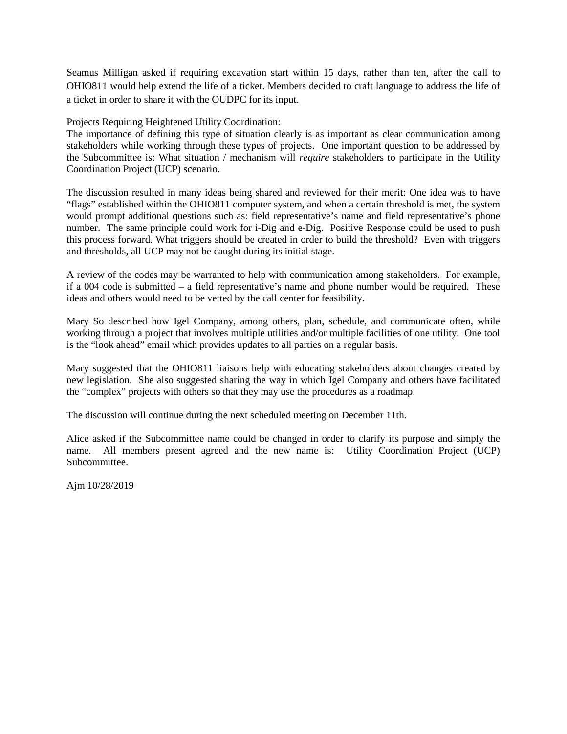Seamus Milligan asked if requiring excavation start within 15 days, rather than ten, after the call to OHIO811 would help extend the life of a ticket. Members decided to craft language to address the life of a ticket in order to share it with the OUDPC for its input.

Projects Requiring Heightened Utility Coordination:
The importance of defining this type of situation clearly is as important as clear communication among stakeholders while working through these types of projects. One important question to be addressed by the Subcommittee is: What situation / mechanism will *require* stakeholders to participate in the Utility Coordination Project (UCP) scenario.

The discussion resulted in many ideas being shared and reviewed for their merit: One idea was to have "flags" established within the OHIO811 computer system, and when a certain threshold is met, the system would prompt additional questions such as: field representative's name and field representative's phone number. The same principle could work for i-Dig and e-Dig. Positive Response could be used to push this process forward. What triggers should be created in order to build the threshold? Even with triggers and thresholds, all UCP may not be caught during its initial stage.

A review of the codes may be warranted to help with communication among stakeholders. For example, if a 004 code is submitted – a field representative's name and phone number would be required. These ideas and others would need to be vetted by the call center for feasibility.

Mary So described how Igel Company, among others, plan, schedule, and communicate often, while working through a project that involves multiple utilities and/or multiple facilities of one utility. One tool is the "look ahead" email which provides updates to all parties on a regular basis.

Mary suggested that the OHIO811 liaisons help with educating stakeholders about changes created by new legislation. She also suggested sharing the way in which Igel Company and others have facilitated the "complex" projects with others so that they may use the procedures as a roadmap.

The discussion will continue during the next scheduled meeting on December 11th.

Alice asked if the Subcommittee name could be changed in order to clarify its purpose and simply the name. All members present agreed and the new name is: Utility Coordination Project (UCP) Subcommittee.

Ajm 10/28/2019